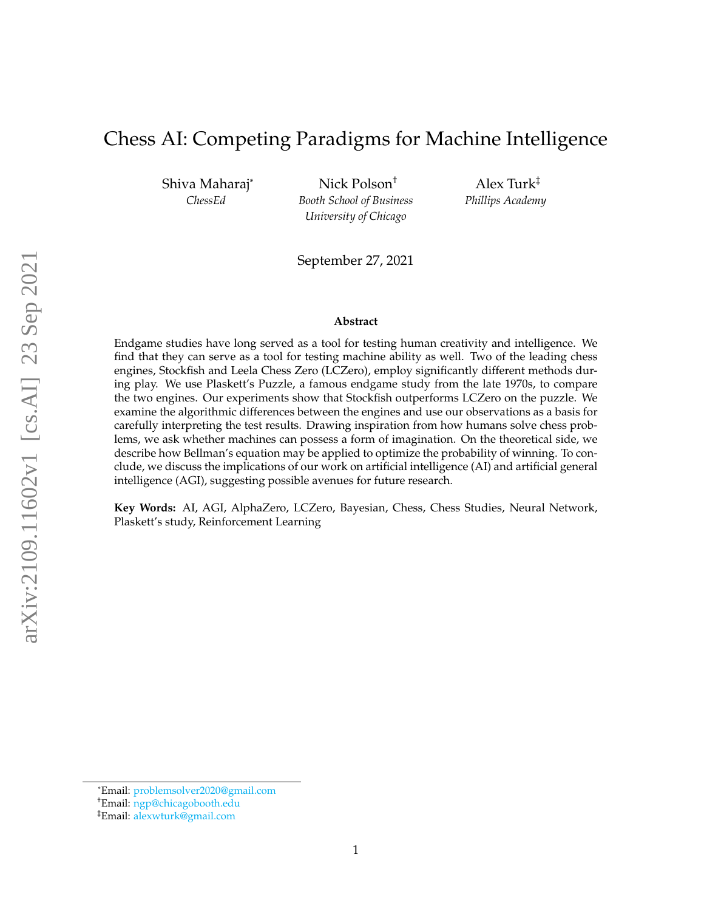# Chess AI: Competing Paradigms for Machine Intelligence

Shiva Maharaj[*]
*ChessEd*

Nick Polson[†]
*Booth School of Business*
*University of Chicago*

Alex Turk[‡]
*Phillips Academy*

September 27, 2021

### Abstract

Endgame studies have long served as a tool for testing human creativity and intelligence. We find that they can serve as a tool for testing machine ability as well. Two of the leading chess engines, Stockfish and Leela Chess Zero (LCZero), employ significantly different methods during play. We use Plaskett's Puzzle, a famous endgame study from the late 1970s, to compare the two engines. Our experiments show that Stockfish outperforms LCZero on the puzzle. We examine the algorithmic differences between the engines and use our observations as a basis for carefully interpreting the test results. Drawing inspiration from how humans solve chess problems, we ask whether machines can possess a form of imagination. On the theoretical side, we describe how Bellman's equation may be applied to optimize the probability of winning. To conclude, we discuss the implications of our work on artificial intelligence (AI) and artificial general intelligence (AGI), suggesting possible avenues for future research.

**Key Words:** AI, AGI, AlphaZero, LCZero, Bayesian, Chess, Chess Studies, Neural Network, Plaskett's study, Reinforcement Learning

---

[*]Email: problemsolver2020@gmail.com
[†]Email: ngp@chicagobooth.edu
[‡]Email: alexwturk@gmail.com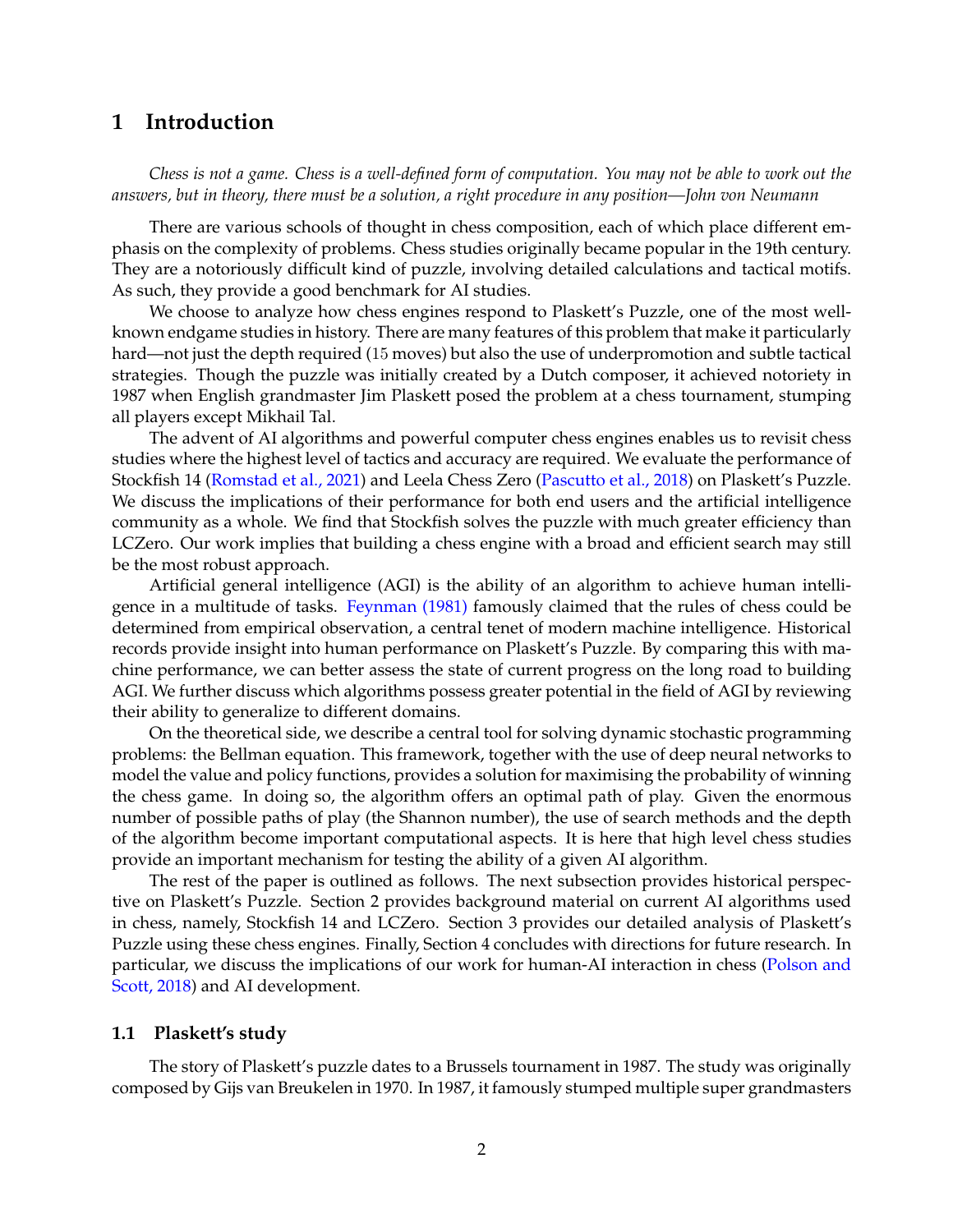## 1 Introduction

*Chess is not a game. Chess is a well-defined form of computation. You may not be able to work out the answers, but in theory, there must be a solution, a right procedure in any position—John von Neumann*

There are various schools of thought in chess composition, each of which place different emphasis on the complexity of problems. Chess studies originally became popular in the 19th century. They are a notoriously difficult kind of puzzle, involving detailed calculations and tactical motifs. As such, they provide a good benchmark for AI studies.

We choose to analyze how chess engines respond to Plaskett's Puzzle, one of the most well-known endgame studies in history. There are many features of this problem that make it particularly hard—not just the depth required (15 moves) but also the use of underpromotion and subtle tactical strategies. Though the puzzle was initially created by a Dutch composer, it achieved notoriety in 1987 when English grandmaster Jim Plaskett posed the problem at a chess tournament, stumping all players except Mikhail Tal.

The advent of AI algorithms and powerful computer chess engines enables us to revisit chess studies where the highest level of tactics and accuracy are required. We evaluate the performance of Stockfish 14 (Romstad et al., 2021) and Leela Chess Zero (Pascutto et al., 2018) on Plaskett's Puzzle. We discuss the implications of their performance for both end users and the artificial intelligence community as a whole. We find that Stockfish solves the puzzle with much greater efficiency than LCZero. Our work implies that building a chess engine with a broad and efficient search may still be the most robust approach.

Artificial general intelligence (AGI) is the ability of an algorithm to achieve human intelligence in a multitude of tasks. Feynman (1981) famously claimed that the rules of chess could be determined from empirical observation, a central tenet of modern machine intelligence. Historical records provide insight into human performance on Plaskett's Puzzle. By comparing this with machine performance, we can better assess the state of current progress on the long road to building AGI. We further discuss which algorithms possess greater potential in the field of AGI by reviewing their ability to generalize to different domains.

On the theoretical side, we describe a central tool for solving dynamic stochastic programming problems: the Bellman equation. This framework, together with the use of deep neural networks to model the value and policy functions, provides a solution for maximising the probability of winning the chess game. In doing so, the algorithm offers an optimal path of play. Given the enormous number of possible paths of play (the Shannon number), the use of search methods and the depth of the algorithm become important computational aspects. It is here that high level chess studies provide an important mechanism for testing the ability of a given AI algorithm.

The rest of the paper is outlined as follows. The next subsection provides historical perspective on Plaskett's Puzzle. Section 2 provides background material on current AI algorithms used in chess, namely, Stockfish 14 and LCZero. Section 3 provides our detailed analysis of Plaskett's Puzzle using these chess engines. Finally, Section 4 concludes with directions for future research. In particular, we discuss the implications of our work for human-AI interaction in chess (Polson and Scott, 2018) and AI development.

### 1.1 Plaskett's study

The story of Plaskett's puzzle dates to a Brussels tournament in 1987. The study was originally composed by Gijs van Breukelen in 1970. In 1987, it famously stumped multiple super grandmasters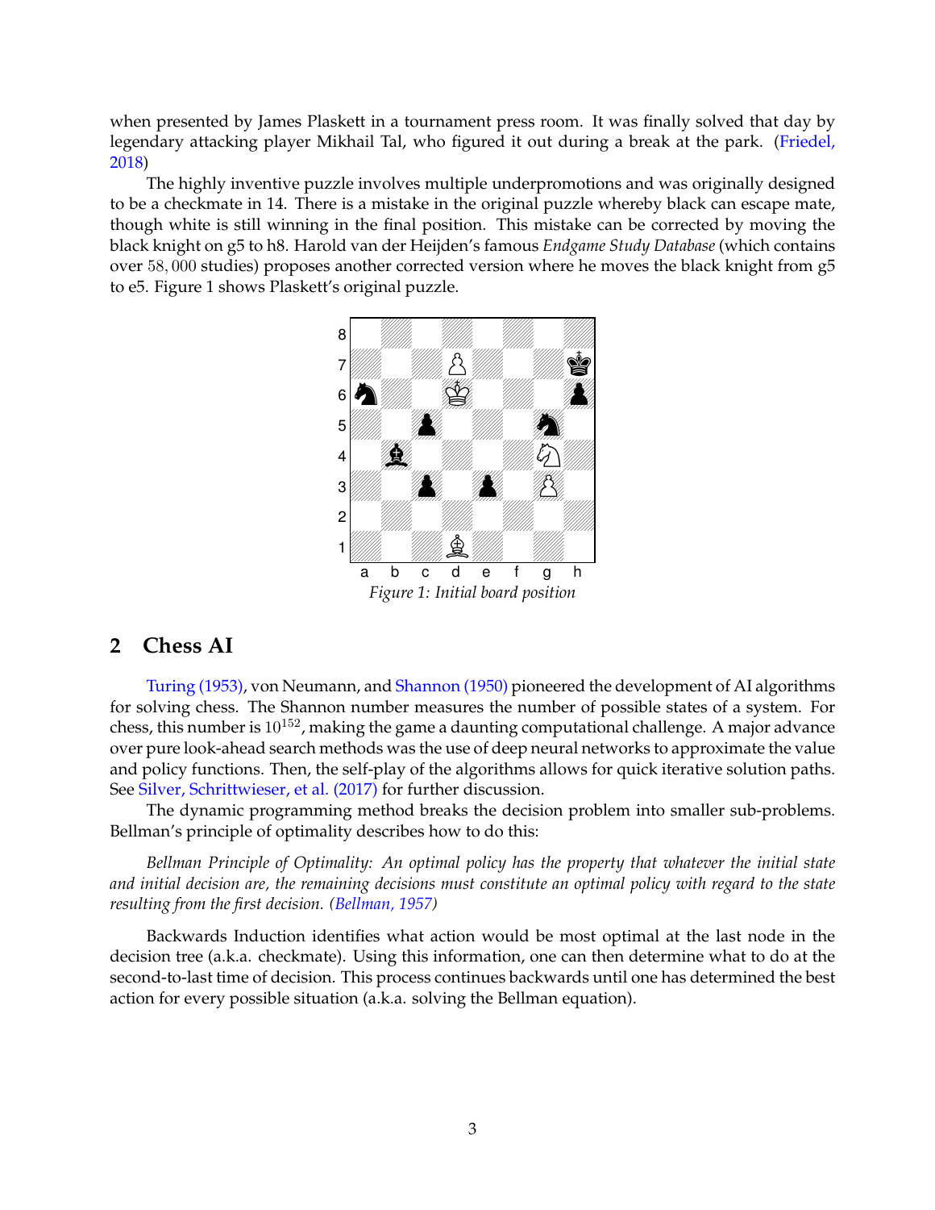when presented by James Plaskett in a tournament press room. It was finally solved that day by legendary attacking player Mikhail Tal, who figured it out during a break at the park. (Friedel, 2018)

The highly inventive puzzle involves multiple underpromotions and was originally designed to be a checkmate in 14. There is a mistake in the original puzzle whereby black can escape mate, though white is still winning in the final position. This mistake can be corrected by moving the black knight on g5 to h8. Harold van der Heijden's famous *Endgame Study Database* (which contains over 58,000 studies) proposes another corrected version where he moves the black knight from g5 to e5. Figure 1 shows Plaskett's original puzzle.

*Figure 1: Initial board position*

## 2 Chess AI

Turing (1953), von Neumann, and Shannon (1950) pioneered the development of AI algorithms for solving chess. The Shannon number measures the number of possible states of a system. For chess, this number is $10^{152}$, making the game a daunting computational challenge. A major advance over pure look-ahead search methods was the use of deep neural networks to approximate the value and policy functions. Then, the self-play of the algorithms allows for quick iterative solution paths. See Silver, Schrittwieser, et al. (2017) for further discussion.

The dynamic programming method breaks the decision problem into smaller sub-problems. Bellman's principle of optimality describes how to do this:

*Bellman Principle of Optimality: An optimal policy has the property that whatever the initial state and initial decision are, the remaining decisions must constitute an optimal policy with regard to the state resulting from the first decision. (Bellman, 1957)*

Backwards Induction identifies what action would be most optimal at the last node in the decision tree (a.k.a. checkmate). Using this information, one can then determine what to do at the second-to-last time of decision. This process continues backwards until one has determined the best action for every possible situation (a.k.a. solving the Bellman equation).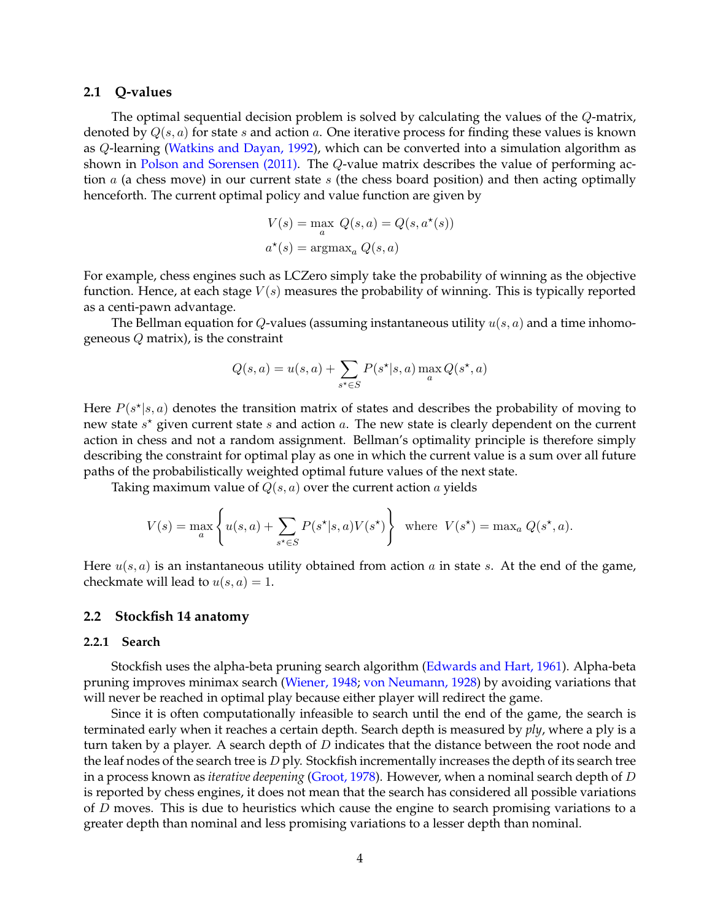### 2.1 Q-values

The optimal sequential decision problem is solved by calculating the values of the $Q$-matrix, denoted by $Q(s,a)$ for state $s$ and action $a$. One iterative process for finding these values is known as $Q$-learning (Watkins and Dayan, 1992), which can be converted into a simulation algorithm as shown in Polson and Sorensen (2011). The $Q$-value matrix describes the value of performing action $a$ (a chess move) in our current state $s$ (the chess board position) and then acting optimally henceforth. The current optimal policy and value function are given by

$$
\begin{aligned}
V(s) &= \max_a \; Q(s,a) = Q(s, a^\star(s)) \\
a^\star(s) &= \text{argmax}_a \; Q(s,a)
\end{aligned}
$$

For example, chess engines such as LCZero simply take the probability of winning as the objective function. Hence, at each stage $V(s)$ measures the probability of winning. This is typically reported as a centi-pawn advantage.

The Bellman equation for $Q$-values (assuming instantaneous utility $u(s,a)$ and a time inhomogeneous $Q$ matrix), is the constraint

$$
Q(s,a) = u(s,a) + \sum_{s^\star \in S} P(s^\star|s,a) \max_a Q(s^\star, a)
$$

Here $P(s^\star|s,a)$ denotes the transition matrix of states and describes the probability of moving to new state $s^\star$ given current state $s$ and action $a$. The new state is clearly dependent on the current action in chess and not a random assignment. Bellman's optimality principle is therefore simply describing the constraint for optimal play as one in which the current value is a sum over all future paths of the probabilistically weighted optimal future values of the next state.

Taking maximum value of $Q(s,a)$ over the current action $a$ yields

$$
V(s) = \max_a \left\{ u(s,a) + \sum_{s^\star \in S} P(s^\star|s,a) V(s^\star) \right\} \text{ where } V(s^\star) = \max_a Q(s^\star, a).
$$

Here $u(s,a)$ is an instantaneous utility obtained from action $a$ in state $s$. At the end of the game, checkmate will lead to $u(s,a) = 1$.

### 2.2 Stockfish 14 anatomy

#### 2.2.1 Search

Stockfish uses the alpha-beta pruning search algorithm (Edwards and Hart, 1961). Alpha-beta pruning improves minimax search (Wiener, 1948; von Neumann, 1928) by avoiding variations that will never be reached in optimal play because either player will redirect the game.

Since it is often computationally infeasible to search until the end of the game, the search is terminated early when it reaches a certain depth. Search depth is measured by *ply*, where a ply is a turn taken by a player. A search depth of $D$ indicates that the distance between the root node and the leaf nodes of the search tree is $D$ ply. Stockfish incrementally increases the depth of its search tree in a process known as *iterative deepening* (Groot, 1978). However, when a nominal search depth of $D$ is reported by chess engines, it does not mean that the search has considered all possible variations of $D$ moves. This is due to heuristics which cause the engine to search promising variations to a greater depth than nominal and less promising variations to a lesser depth than nominal.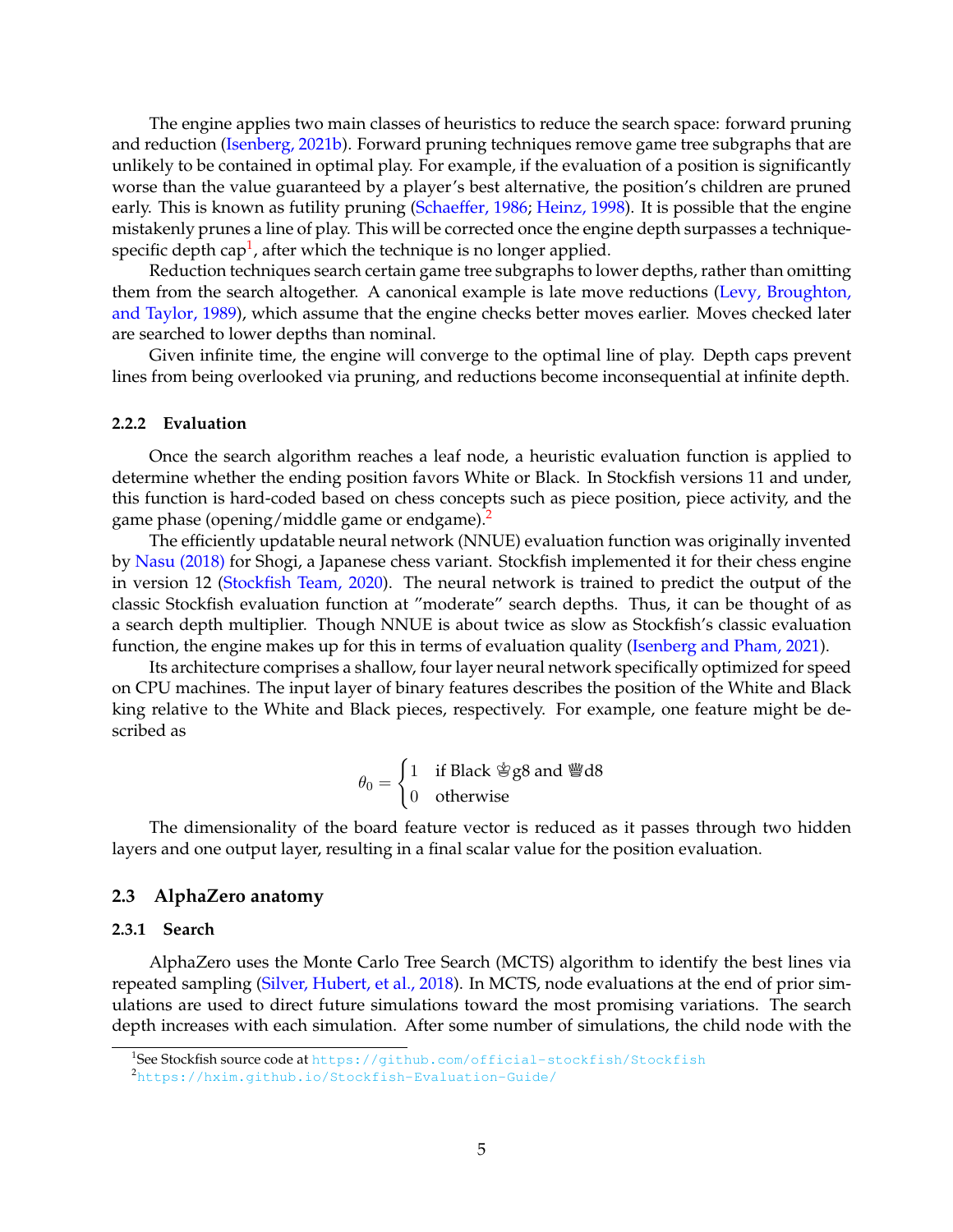The engine applies two main classes of heuristics to reduce the search space: forward pruning and reduction (Isenberg, 2021b). Forward pruning techniques remove game tree subgraphs that are unlikely to be contained in optimal play. For example, if the evaluation of a position is significantly worse than the value guaranteed by a player's best alternative, the position's children are pruned early. This is known as futility pruning (Schaeffer, 1986; Heinz, 1998). It is possible that the engine mistakenly prunes a line of play. This will be corrected once the engine depth surpasses a technique-specific depth cap[1], after which the technique is no longer applied.

Reduction techniques search certain game tree subgraphs to lower depths, rather than omitting them from the search altogether. A canonical example is late move reductions (Levy, Broughton, and Taylor, 1989), which assume that the engine checks better moves earlier. Moves checked later are searched to lower depths than nominal.

Given infinite time, the engine will converge to the optimal line of play. Depth caps prevent lines from being overlooked via pruning, and reductions become inconsequential at infinite depth.

#### 2.2.2 Evaluation

Once the search algorithm reaches a leaf node, a heuristic evaluation function is applied to determine whether the ending position favors White or Black. In Stockfish versions 11 and under, this function is hard-coded based on chess concepts such as piece position, piece activity, and the game phase (opening/middle game or endgame).[2]

The efficiently updatable neural network (NNUE) evaluation function was originally invented by Nasu (2018) for Shogi, a Japanese chess variant. Stockfish implemented it for their chess engine in version 12 (Stockfish Team, 2020). The neural network is trained to predict the output of the classic Stockfish evaluation function at "moderate" search depths. Thus, it can be thought of as a search depth multiplier. Though NNUE is about twice as slow as Stockfish's classic evaluation function, the engine makes up for this in terms of evaluation quality (Isenberg and Pham, 2021).

Its architecture comprises a shallow, four layer neural network specifically optimized for speed on CPU machines. The input layer of binary features describes the position of the White and Black king relative to the White and Black pieces, respectively. For example, one feature might be described as

$$\theta_0 = \begin{cases} 1 & \text{if Black ♔g8 and ♕d8} \\ 0 & \text{otherwise} \end{cases}$$

The dimensionality of the board feature vector is reduced as it passes through two hidden layers and one output layer, resulting in a final scalar value for the position evaluation.

### 2.3 AlphaZero anatomy

#### 2.3.1 Search

AlphaZero uses the Monte Carlo Tree Search (MCTS) algorithm to identify the best lines via repeated sampling (Silver, Hubert, et al., 2018). In MCTS, node evaluations at the end of prior simulations are used to direct future simulations toward the most promising variations. The search depth increases with each simulation. After some number of simulations, the child node with the

---

[1] See Stockfish source code at https://github.com/official-stockfish/Stockfish

[2] https://hxim.github.io/Stockfish-Evaluation-Guide/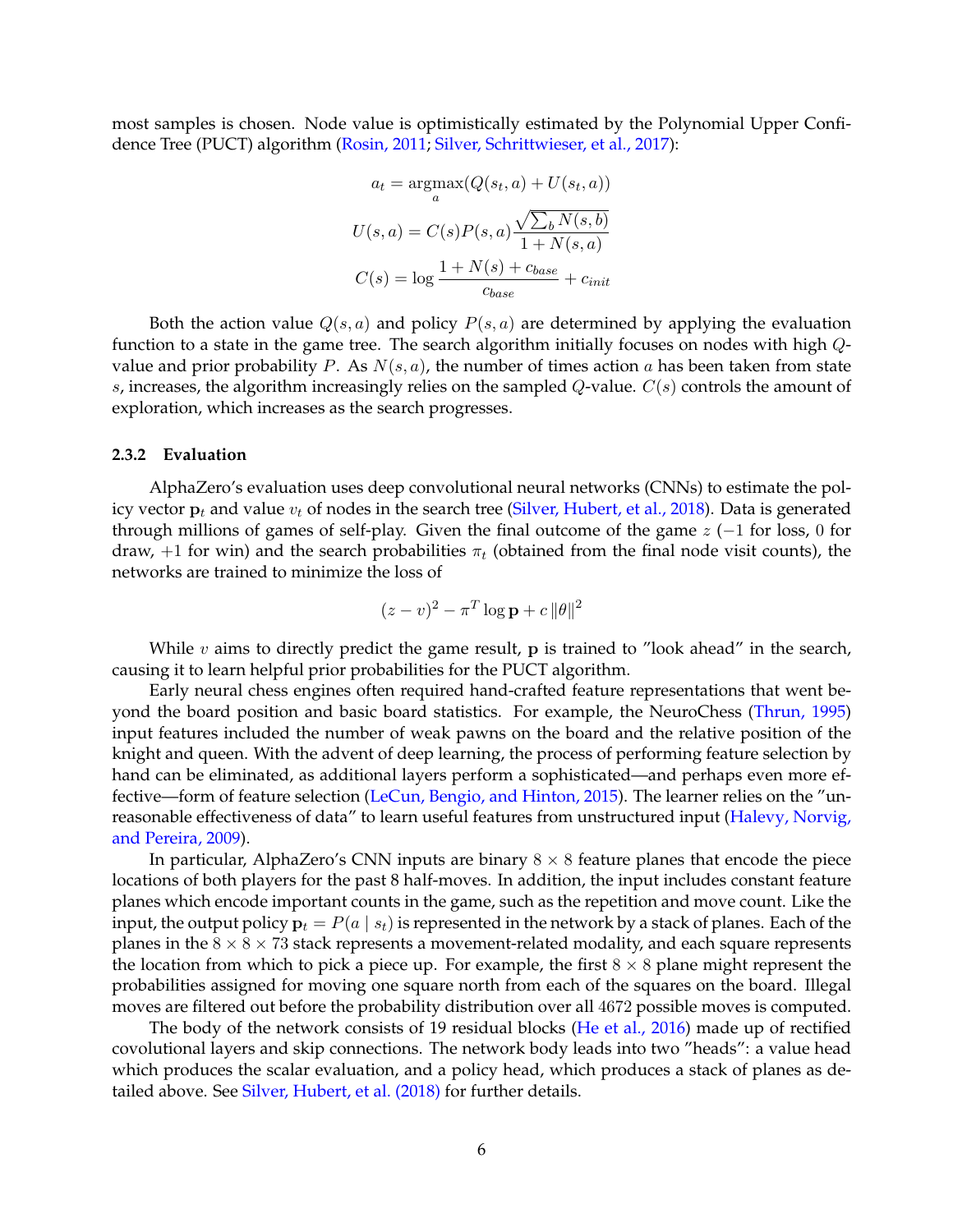most samples is chosen. Node value is optimistically estimated by the Polynomial Upper Confidence Tree (PUCT) algorithm (Rosin, 2011; Silver, Schrittwieser, et al., 2017):

$$a_t = \underset{a}{\operatorname{argmax}}(Q(s_t, a) + U(s_t, a))$$

$$U(s, a) = C(s)P(s, a)\frac{\sqrt{\sum_b N(s, b)}}{1 + N(s, a)}$$

$$C(s) = \log \frac{1 + N(s) + c_{base}}{c_{base}} + c_{init}$$

Both the action value $Q(s, a)$ and policy $P(s, a)$ are determined by applying the evaluation function to a state in the game tree. The search algorithm initially focuses on nodes with high $Q$-value and prior probability $P$. As $N(s, a)$, the number of times action $a$ has been taken from state $s$, increases, the algorithm increasingly relies on the sampled $Q$-value. $C(s)$ controls the amount of exploration, which increases as the search progresses.

### 2.3.2 Evaluation

AlphaZero's evaluation uses deep convolutional neural networks (CNNs) to estimate the policy vector $\mathbf{p}_t$ and value $v_t$ of nodes in the search tree (Silver, Hubert, et al., 2018). Data is generated through millions of games of self-play. Given the final outcome of the game $z$ ($-1$ for loss, $0$ for draw, $+1$ for win) and the search probabilities $\pi_t$ (obtained from the final node visit counts), the networks are trained to minimize the loss of

$$(z - v)^2 - \pi^T \log \mathbf{p} + c \|\theta\|^2$$

While $v$ aims to directly predict the game result, $\mathbf{p}$ is trained to "look ahead" in the search, causing it to learn helpful prior probabilities for the PUCT algorithm.

Early neural chess engines often required hand-crafted feature representations that went beyond the board position and basic board statistics. For example, the NeuroChess (Thrun, 1995) input features included the number of weak pawns on the board and the relative position of the knight and queen. With the advent of deep learning, the process of performing feature selection by hand can be eliminated, as additional layers perform a sophisticated—and perhaps even more effective—form of feature selection (LeCun, Bengio, and Hinton, 2015). The learner relies on the "unreasonable effectiveness of data" to learn useful features from unstructured input (Halevy, Norvig, and Pereira, 2009).

In particular, AlphaZero's CNN inputs are binary $8 \times 8$ feature planes that encode the piece locations of both players for the past 8 half-moves. In addition, the input includes constant feature planes which encode important counts in the game, such as the repetition and move count. Like the input, the output policy $\mathbf{p}_t = P(a \mid s_t)$ is represented in the network by a stack of planes. Each of the planes in the $8 \times 8 \times 73$ stack represents a movement-related modality, and each square represents the location from which to pick a piece up. For example, the first $8 \times 8$ plane might represent the probabilities assigned for moving one square north from each of the squares on the board. Illegal moves are filtered out before the probability distribution over all $4672$ possible moves is computed.

The body of the network consists of 19 residual blocks (He et al., 2016) made up of rectified covolutional layers and skip connections. The network body leads into two "heads": a value head which produces the scalar evaluation, and a policy head, which produces a stack of planes as detailed above. See Silver, Hubert, et al. (2018) for further details.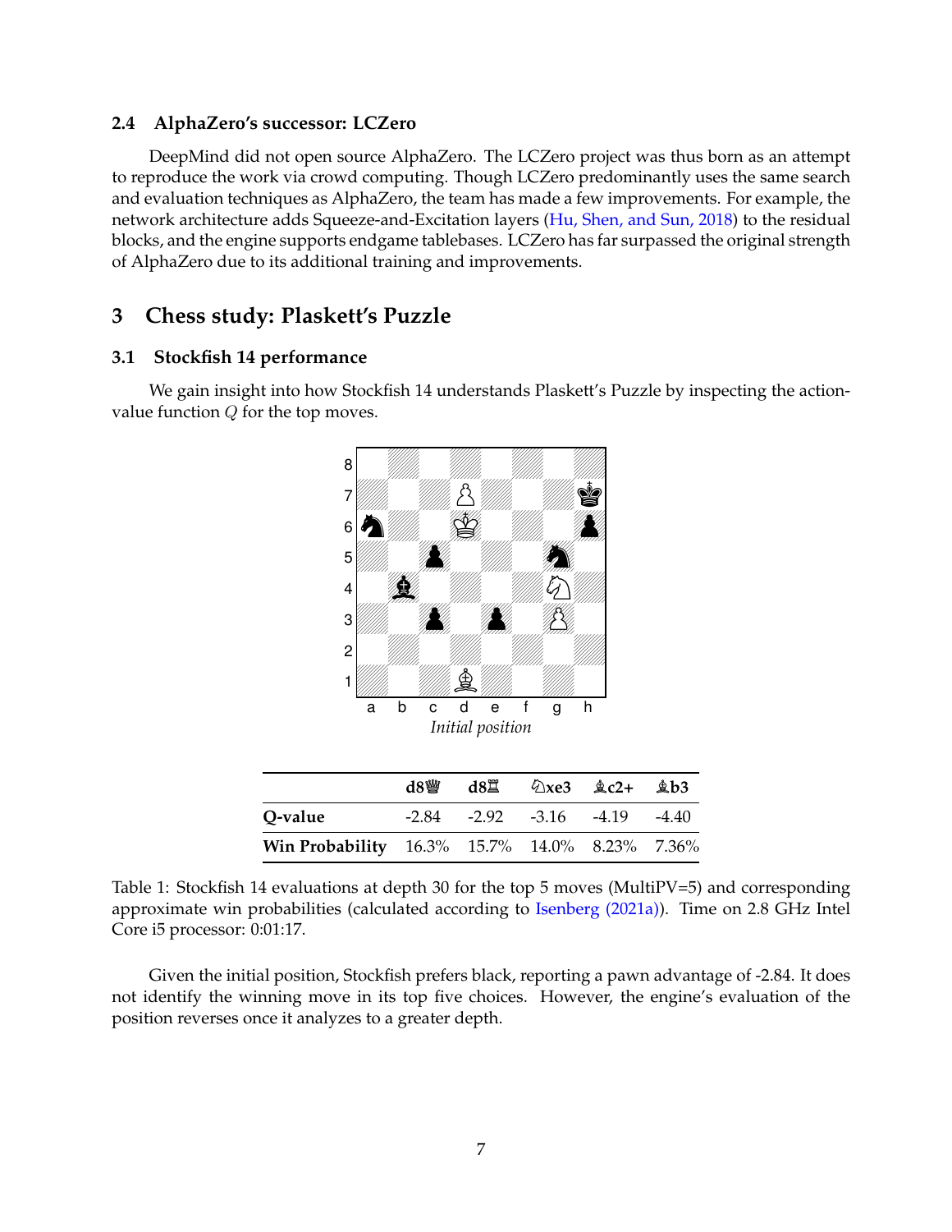### 2.4 AlphaZero's successor: LCZero

DeepMind did not open source AlphaZero. The LCZero project was thus born as an attempt to reproduce the work via crowd computing. Though LCZero predominantly uses the same search and evaluation techniques as AlphaZero, the team has made a few improvements. For example, the network architecture adds Squeeze-and-Excitation layers (Hu, Shen, and Sun, 2018) to the residual blocks, and the engine supports endgame tablebases. LCZero has far surpassed the original strength of AlphaZero due to its additional training and improvements.

## 3 Chess study: Plaskett's Puzzle

### 3.1 Stockfish 14 performance

We gain insight into how Stockfish 14 understands Plaskett's Puzzle by inspecting the action-value function $Q$ for the top moves.

*Initial position*

| | d8♕ | d8♖ | ♘xe3 | ♗c2+ | ♗b3 |
|---|---|---|---|---|---|
| **Q-value** | -2.84 | -2.92 | -3.16 | -4.19 | -4.40 |
| **Win Probability** | 16.3% | 15.7% | 14.0% | 8.23% | 7.36% |

Table 1: Stockfish 14 evaluations at depth 30 for the top 5 moves (MultiPV=5) and corresponding approximate win probabilities (calculated according to Isenberg (2021a)). Time on 2.8 GHz Intel Core i5 processor: 0:01:17.

Given the initial position, Stockfish prefers black, reporting a pawn advantage of -2.84. It does not identify the winning move in its top five choices. However, the engine's evaluation of the position reverses once it analyzes to a greater depth.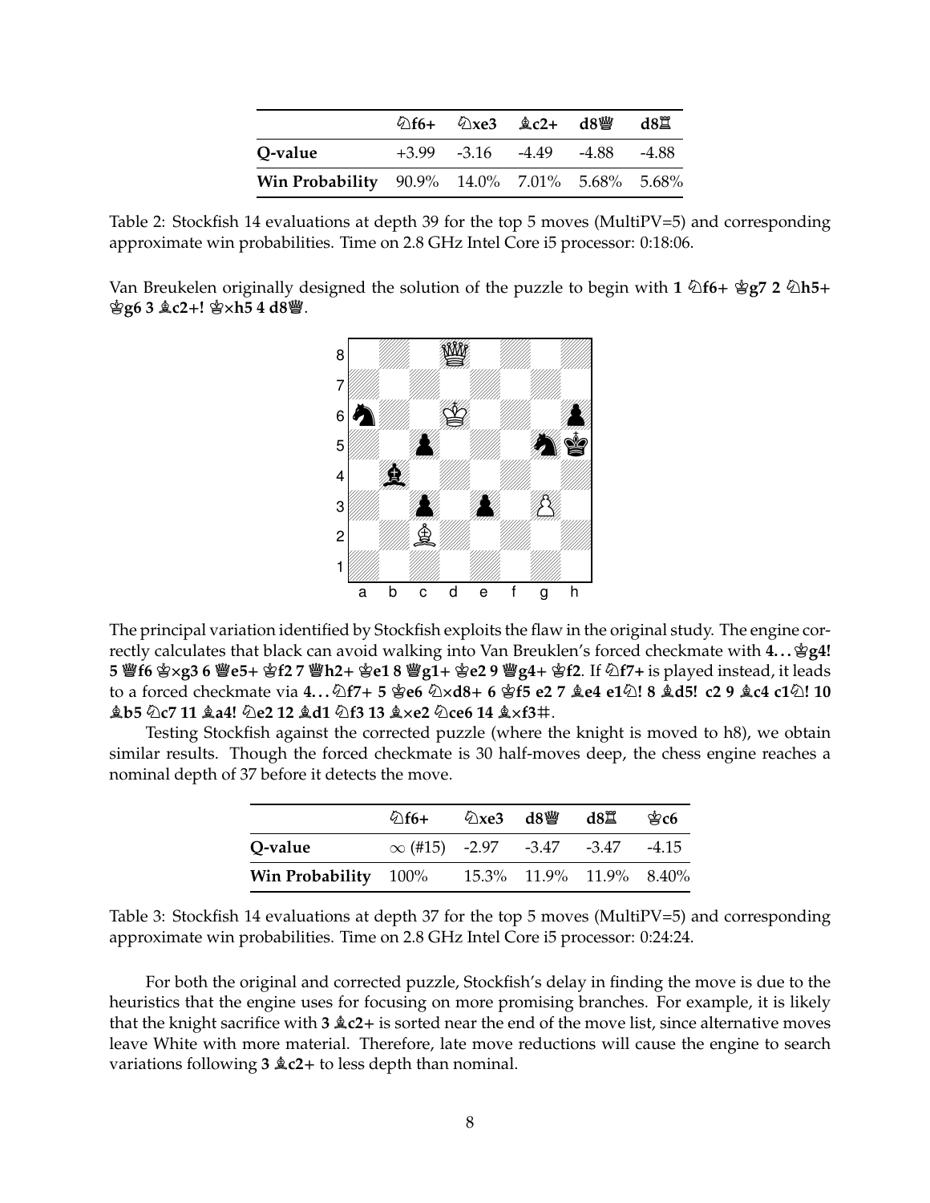| | ♘f6+ | ♘xe3 | ♗c2+ | d8♕ | d8♖ |
|---|---|---|---|---|---|
| **Q-value** | +3.99 | -3.16 | -4.49 | -4.88 | -4.88 |
| **Win Probability** | 90.9% | 14.0% | 7.01% | 5.68% | 5.68% |

Table 2: Stockfish 14 evaluations at depth 39 for the top 5 moves (MultiPV=5) and corresponding approximate win probabilities. Time on 2.8 GHz Intel Core i5 processor: 0:18:06.

Van Breukelen originally designed the solution of the puzzle to begin with **1 ♘f6+ ♔g7 2 ♘h5+ ♔g6 3 ♗c2+! ♔×h5 4 d8♕**.

The principal variation identified by Stockfish exploits the flaw in the original study. The engine correctly calculates that black can avoid walking into Van Breuklen's forced checkmate with **4... ♔g4! 5 ♕f6 ♔×g3 6 ♕e5+ ♔f2 7 ♕h2+ ♔e1 8 ♕g1+ ♔e2 9 ♕g4+ ♔f2**. If **♘f7+** is played instead, it leads to a forced checkmate via **4... ♘f7+ 5 ♔e6 ♘×d8+ 6 ♔f5 e2 7 ♗e4 e1♘! 8 ♗d5! c2 9 ♗c4 c1♘! 10 ♗b5 ♘c7 11 ♗a4! ♘e2 12 ♗d1 ♘f3 13 ♗×e2 ♘ce6 14 ♗×f3#**.

Testing Stockfish against the corrected puzzle (where the knight is moved to h8), we obtain similar results. Though the forced checkmate is 30 half-moves deep, the chess engine reaches a nominal depth of 37 before it detects the move.

| | ♘f6+ | ♘xe3 | d8♕ | d8♖ | ♔c6 |
|---|---|---|---|---|---|
| **Q-value** | $\infty$ (#15) | -2.97 | -3.47 | -3.47 | -4.15 |
| **Win Probability** | 100% | 15.3% | 11.9% | 11.9% | 8.40% |

Table 3: Stockfish 14 evaluations at depth 37 for the top 5 moves (MultiPV=5) and corresponding approximate win probabilities. Time on 2.8 GHz Intel Core i5 processor: 0:24:24.

For both the original and corrected puzzle, Stockfish's delay in finding the move is due to the heuristics that the engine uses for focusing on more promising branches. For example, it is likely that the knight sacrifice with **3 ♗c2+** is sorted near the end of the move list, since alternative moves leave White with more material. Therefore, late move reductions will cause the engine to search variations following **3 ♗c2+** to less depth than nominal.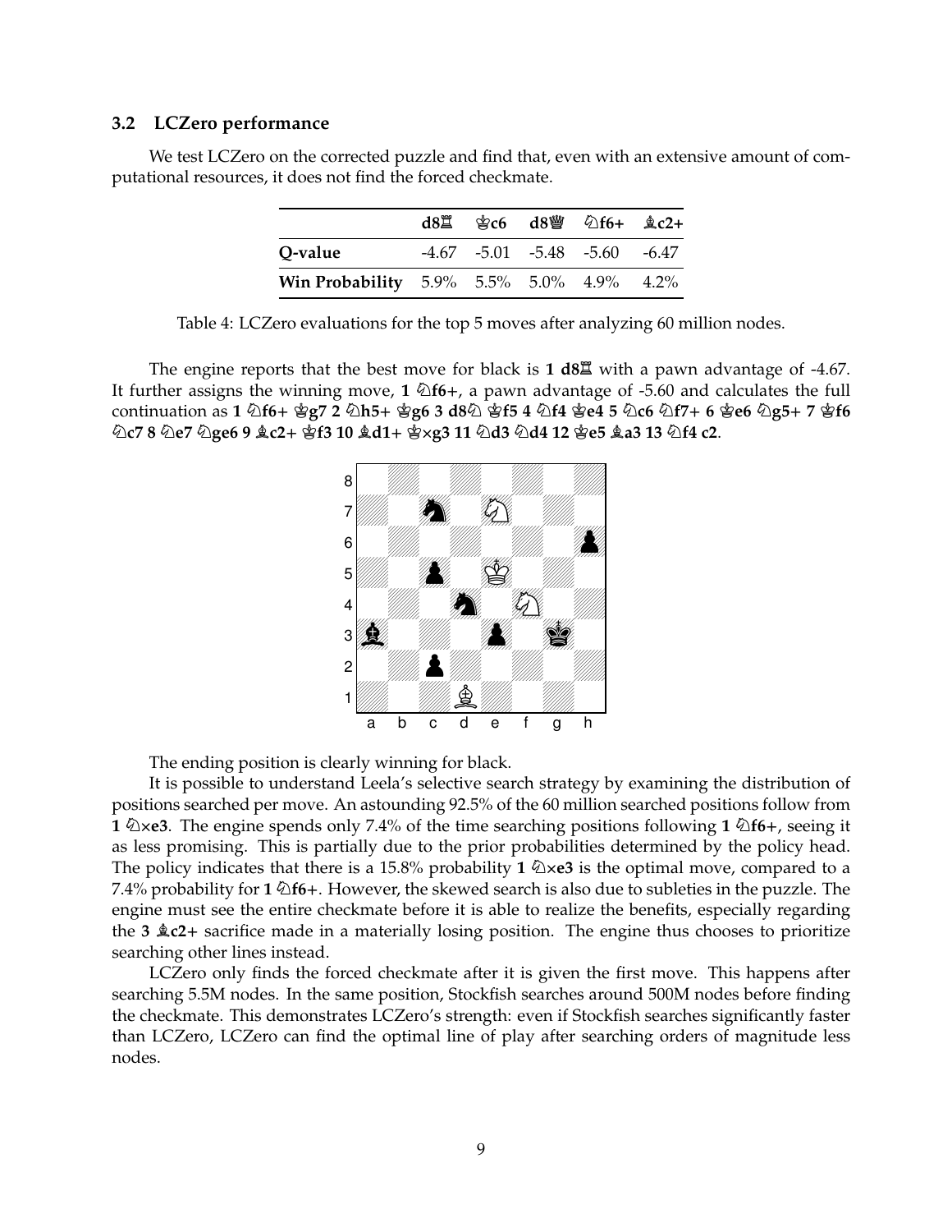### 3.2 LCZero performance

We test LCZero on the corrected puzzle and find that, even with an extensive amount of computational resources, it does not find the forced checkmate.

| | d8♖ | ♔c6 | d8♕ | ♘f6+ | ♗c2+ |
|---|---|---|---|---|---|
| **Q-value** | -4.67 | -5.01 | -5.48 | -5.60 | -6.47 |
| **Win Probability** | 5.9% | 5.5% | 5.0% | 4.9% | 4.2% |

Table 4: LCZero evaluations for the top 5 moves after analyzing 60 million nodes.

The engine reports that the best move for black is **1 d8♖** with a pawn advantage of -4.67. It further assigns the winning move, **1 ♘f6+**, a pawn advantage of -5.60 and calculates the full continuation as **1 ♘f6+ ♔g7 2 ♘h5+ ♔g6 3 d8♘ ♔f5 4 ♘f4 ♔e4 5 ♘c6 ♘f7+ 6 ♔e6 ♘g5+ 7 ♔f6 ♘c7 8 ♘e7 ♘ge6 9 ♗c2+ ♔f3 10 ♗d1+ ♔×g3 11 ♘d3 ♘d4 12 ♔e5 ♗a3 13 ♘f4 c2**.

The ending position is clearly winning for black.

It is possible to understand Leela's selective search strategy by examining the distribution of positions searched per move. An astounding 92.5% of the 60 million searched positions follow from **1 ♘×e3**. The engine spends only 7.4% of the time searching positions following **1 ♘f6+**, seeing it as less promising. This is partially due to the prior probabilities determined by the policy head. The policy indicates that there is a 15.8% probability **1 ♘×e3** is the optimal move, compared to a 7.4% probability for **1 ♘f6+**. However, the skewed search is also due to subleties in the puzzle. The engine must see the entire checkmate before it is able to realize the benefits, especially regarding the **3 ♗c2+** sacrifice made in a materially losing position. The engine thus chooses to prioritize searching other lines instead.

LCZero only finds the forced checkmate after it is given the first move. This happens after searching 5.5M nodes. In the same position, Stockfish searches around 500M nodes before finding the checkmate. This demonstrates LCZero's strength: even if Stockfish searches significantly faster than LCZero, LCZero can find the optimal line of play after searching orders of magnitude less nodes.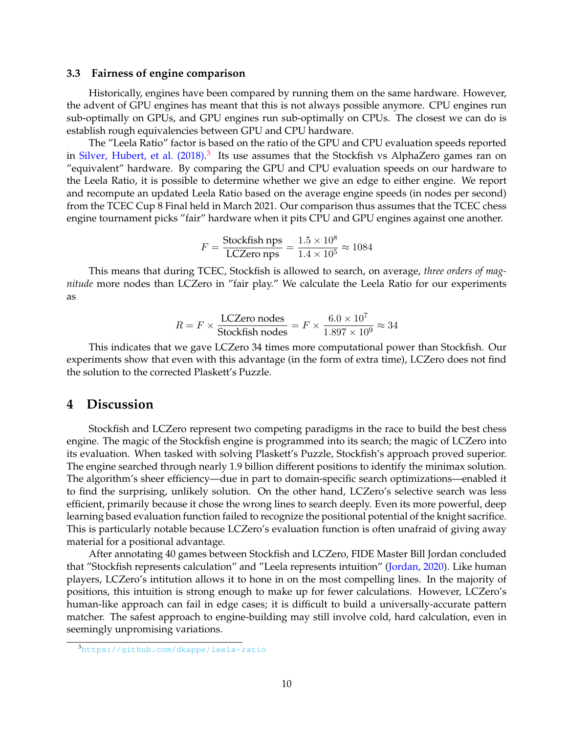### 3.3 Fairness of engine comparison

Historically, engines have been compared by running them on the same hardware. However, the advent of GPU engines has meant that this is not always possible anymore. CPU engines run sub-optimally on GPUs, and GPU engines run sub-optimally on CPUs. The closest we can do is establish rough equivalencies between GPU and CPU hardware.

The "Leela Ratio" factor is based on the ratio of the GPU and CPU evaluation speeds reported in Silver, Hubert, et al. (2018).[3] Its use assumes that the Stockfish vs AlphaZero games ran on "equivalent" hardware. By comparing the GPU and CPU evaluation speeds on our hardware to the Leela Ratio, it is possible to determine whether we give an edge to either engine. We report and recompute an updated Leela Ratio based on the average engine speeds (in nodes per second) from the TCEC Cup 8 Final held in March 2021. Our comparison thus assumes that the TCEC chess engine tournament picks "fair" hardware when it pits CPU and GPU engines against one another.

$$F = \frac{\text{Stockfish nps}}{\text{LCZero nps}} = \frac{1.5 \times 10^8}{1.4 \times 10^5} \approx 1084$$

This means that during TCEC, Stockfish is allowed to search, on average, *three orders of magnitude* more nodes than LCZero in "fair play." We calculate the Leela Ratio for our experiments as

$$R = F \times \frac{\text{LCZero nodes}}{\text{Stockfish nodes}} = F \times \frac{6.0 \times 10^7}{1.897 \times 10^9} \approx 34$$

This indicates that we gave LCZero 34 times more computational power than Stockfish. Our experiments show that even with this advantage (in the form of extra time), LCZero does not find the solution to the corrected Plaskett's Puzzle.

## 4 Discussion

Stockfish and LCZero represent two competing paradigms in the race to build the best chess engine. The magic of the Stockfish engine is programmed into its search; the magic of LCZero into its evaluation. When tasked with solving Plaskett's Puzzle, Stockfish's approach proved superior. The engine searched through nearly 1.9 billion different positions to identify the minimax solution. The algorithm's sheer efficiency—due in part to domain-specific search optimizations—enabled it to find the surprising, unlikely solution. On the other hand, LCZero's selective search was less efficient, primarily because it chose the wrong lines to search deeply. Even its more powerful, deep learning based evaluation function failed to recognize the positional potential of the knight sacrifice. This is particularly notable because LCZero's evaluation function is often unafraid of giving away material for a positional advantage.

After annotating 40 games between Stockfish and LCZero, FIDE Master Bill Jordan concluded that "Stockfish represents calculation" and "Leela represents intuition" (Jordan, 2020). Like human players, LCZero's intitution allows it to hone in on the most compelling lines. In the majority of positions, this intuition is strong enough to make up for fewer calculations. However, LCZero's human-like approach can fail in edge cases; it is difficult to build a universally-accurate pattern matcher. The safest approach to engine-building may still involve cold, hard calculation, even in seemingly unpromising variations.

[3] https://github.com/dkappe/leela-ratio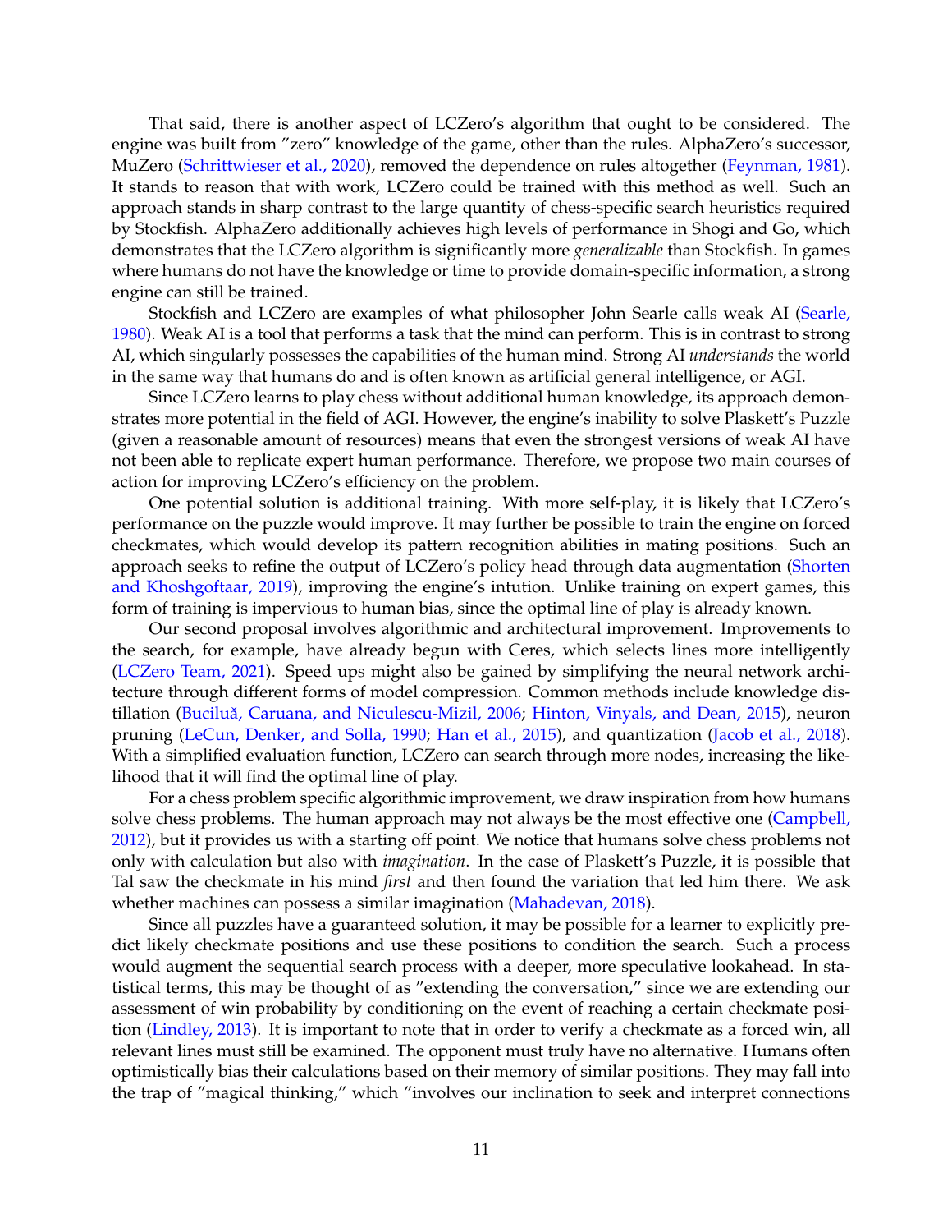That said, there is another aspect of LCZero's algorithm that ought to be considered. The engine was built from "zero" knowledge of the game, other than the rules. AlphaZero's successor, MuZero (Schrittwieser et al., 2020), removed the dependence on rules altogether (Feynman, 1981). It stands to reason that with work, LCZero could be trained with this method as well. Such an approach stands in sharp contrast to the large quantity of chess-specific search heuristics required by Stockfish. AlphaZero additionally achieves high levels of performance in Shogi and Go, which demonstrates that the LCZero algorithm is significantly more *generalizable* than Stockfish. In games where humans do not have the knowledge or time to provide domain-specific information, a strong engine can still be trained.

Stockfish and LCZero are examples of what philosopher John Searle calls weak AI (Searle, 1980). Weak AI is a tool that performs a task that the mind can perform. This is in contrast to strong AI, which singularly possesses the capabilities of the human mind. Strong AI *understands* the world in the same way that humans do and is often known as artificial general intelligence, or AGI.

Since LCZero learns to play chess without additional human knowledge, its approach demonstrates more potential in the field of AGI. However, the engine's inability to solve Plaskett's Puzzle (given a reasonable amount of resources) means that even the strongest versions of weak AI have not been able to replicate expert human performance. Therefore, we propose two main courses of action for improving LCZero's efficiency on the problem.

One potential solution is additional training. With more self-play, it is likely that LCZero's performance on the puzzle would improve. It may further be possible to train the engine on forced checkmates, which would develop its pattern recognition abilities in mating positions. Such an approach seeks to refine the output of LCZero's policy head through data augmentation (Shorten and Khoshgoftaar, 2019), improving the engine's intution. Unlike training on expert games, this form of training is impervious to human bias, since the optimal line of play is already known.

Our second proposal involves algorithmic and architectural improvement. Improvements to the search, for example, have already begun with Ceres, which selects lines more intelligently (LCZero Team, 2021). Speed ups might also be gained by simplifying the neural network architecture through different forms of model compression. Common methods include knowledge distillation (Buciluǎ, Caruana, and Niculescu-Mizil, 2006; Hinton, Vinyals, and Dean, 2015), neuron pruning (LeCun, Denker, and Solla, 1990; Han et al., 2015), and quantization (Jacob et al., 2018). With a simplified evaluation function, LCZero can search through more nodes, increasing the likelihood that it will find the optimal line of play.

For a chess problem specific algorithmic improvement, we draw inspiration from how humans solve chess problems. The human approach may not always be the most effective one (Campbell, 2012), but it provides us with a starting off point. We notice that humans solve chess problems not only with calculation but also with *imagination*. In the case of Plaskett's Puzzle, it is possible that Tal saw the checkmate in his mind *first* and then found the variation that led him there. We ask whether machines can possess a similar imagination (Mahadevan, 2018).

Since all puzzles have a guaranteed solution, it may be possible for a learner to explicitly predict likely checkmate positions and use these positions to condition the search. Such a process would augment the sequential search process with a deeper, more speculative lookahead. In statistical terms, this may be thought of as "extending the conversation," since we are extending our assessment of win probability by conditioning on the event of reaching a certain checkmate position (Lindley, 2013). It is important to note that in order to verify a checkmate as a forced win, all relevant lines must still be examined. The opponent must truly have no alternative. Humans often optimistically bias their calculations based on their memory of similar positions. They may fall into the trap of "magical thinking," which "involves our inclination to seek and interpret connections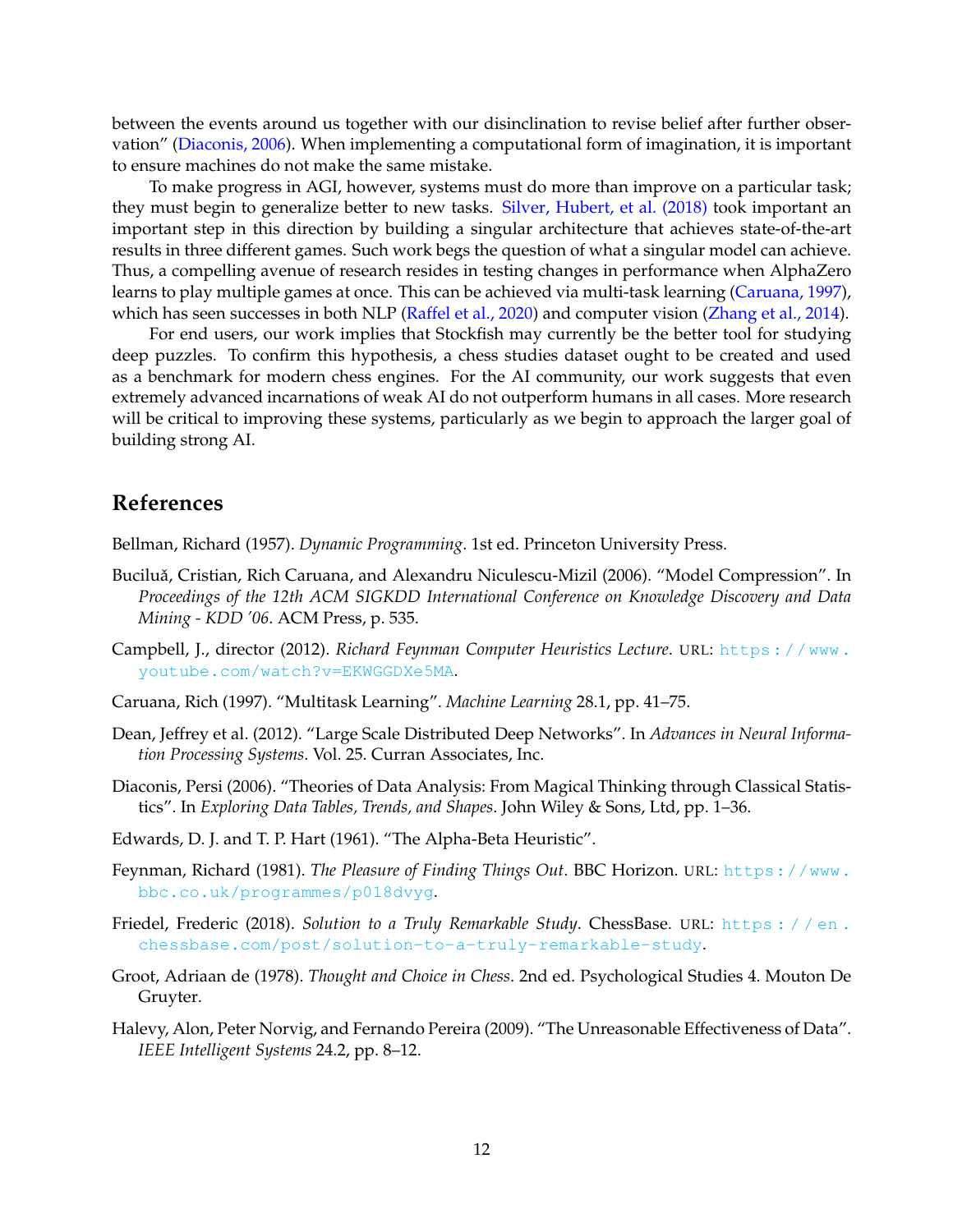between the events around us together with our disinclination to revise belief after further observation" (Diaconis, 2006). When implementing a computational form of imagination, it is important to ensure machines do not make the same mistake.

To make progress in AGI, however, systems must do more than improve on a particular task; they must begin to generalize better to new tasks. Silver, Hubert, et al. (2018) took important an important step in this direction by building a singular architecture that achieves state-of-the-art results in three different games. Such work begs the question of what a singular model can achieve. Thus, a compelling avenue of research resides in testing changes in performance when AlphaZero learns to play multiple games at once. This can be achieved via multi-task learning (Caruana, 1997), which has seen successes in both NLP (Raffel et al., 2020) and computer vision (Zhang et al., 2014).

For end users, our work implies that Stockfish may currently be the better tool for studying deep puzzles. To confirm this hypothesis, a chess studies dataset ought to be created and used as a benchmark for modern chess engines. For the AI community, our work suggests that even extremely advanced incarnations of weak AI do not outperform humans in all cases. More research will be critical to improving these systems, particularly as we begin to approach the larger goal of building strong AI.

## References

Bellman, Richard (1957). *Dynamic Programming*. 1st ed. Princeton University Press.

Buciluă, Cristian, Rich Caruana, and Alexandru Niculescu-Mizil (2006). "Model Compression". In *Proceedings of the 12th ACM SIGKDD International Conference on Knowledge Discovery and Data Mining - KDD '06*. ACM Press, p. 535.

Campbell, J., director (2012). *Richard Feynman Computer Heuristics Lecture*. URL: https://www.youtube.com/watch?v=EKWGGDXe5MA.

Caruana, Rich (1997). "Multitask Learning". *Machine Learning* 28.1, pp. 41–75.

Dean, Jeffrey et al. (2012). "Large Scale Distributed Deep Networks". In *Advances in Neural Information Processing Systems*. Vol. 25. Curran Associates, Inc.

Diaconis, Persi (2006). "Theories of Data Analysis: From Magical Thinking through Classical Statistics". In *Exploring Data Tables, Trends, and Shapes*. John Wiley & Sons, Ltd, pp. 1–36.

Edwards, D. J. and T. P. Hart (1961). "The Alpha-Beta Heuristic".

Feynman, Richard (1981). *The Pleasure of Finding Things Out*. BBC Horizon. URL: https://www.bbc.co.uk/programmes/p018dvyg.

Friedel, Frederic (2018). *Solution to a Truly Remarkable Study*. ChessBase. URL: https://en.chessbase.com/post/solution-to-a-truly-remarkable-study.

Groot, Adriaan de (1978). *Thought and Choice in Chess*. 2nd ed. Psychological Studies 4. Mouton De Gruyter.

Halevy, Alon, Peter Norvig, and Fernando Pereira (2009). "The Unreasonable Effectiveness of Data". *IEEE Intelligent Systems* 24.2, pp. 8–12.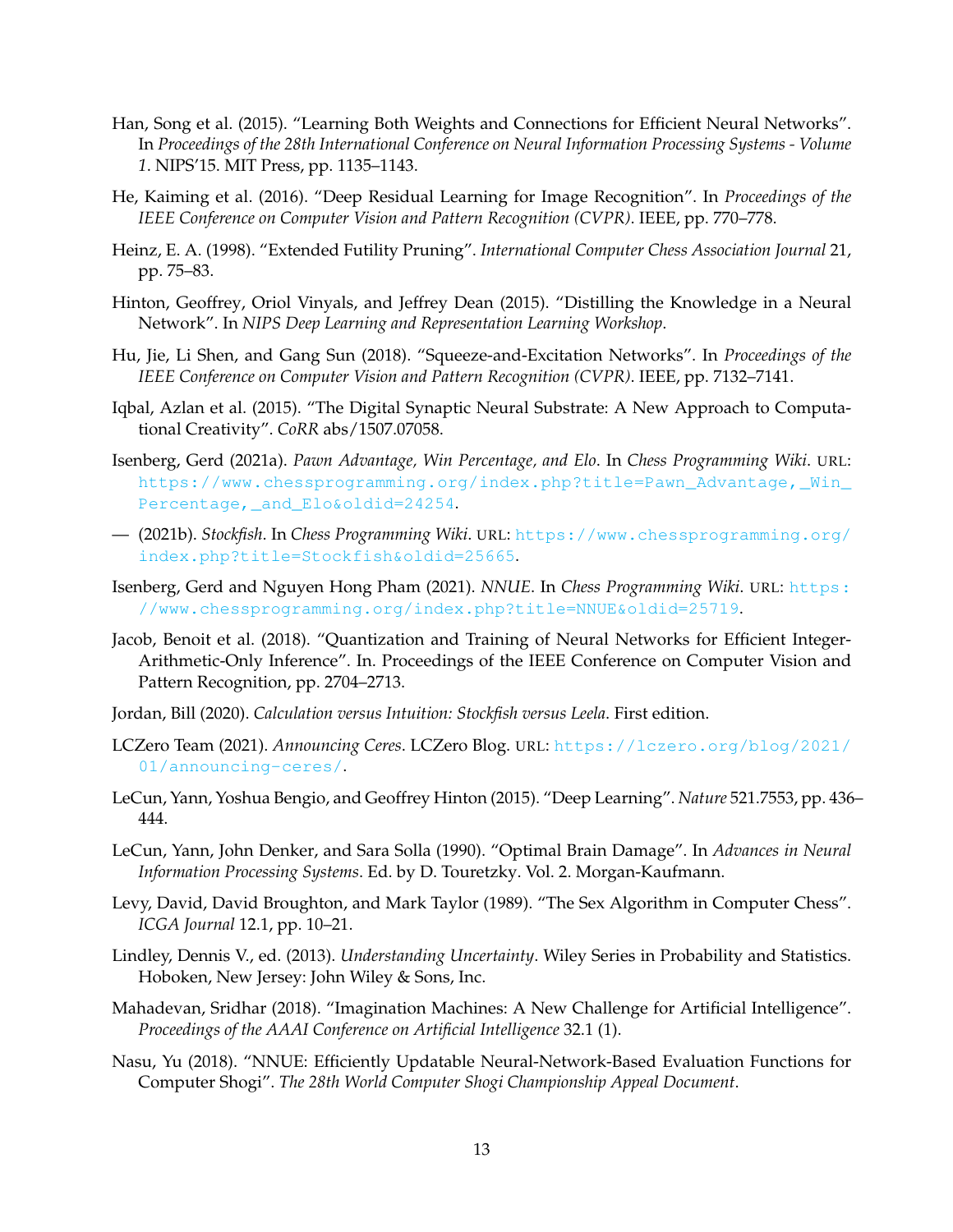Han, Song et al. (2015). “Learning Both Weights and Connections for Efficient Neural Networks”. In *Proceedings of the 28th International Conference on Neural Information Processing Systems - Volume 1*. NIPS’15. MIT Press, pp. 1135–1143.

He, Kaiming et al. (2016). “Deep Residual Learning for Image Recognition”. In *Proceedings of the IEEE Conference on Computer Vision and Pattern Recognition (CVPR)*. IEEE, pp. 770–778.

Heinz, E. A. (1998). “Extended Futility Pruning”. *International Computer Chess Association Journal* 21, pp. 75–83.

Hinton, Geoffrey, Oriol Vinyals, and Jeffrey Dean (2015). “Distilling the Knowledge in a Neural Network”. In *NIPS Deep Learning and Representation Learning Workshop*.

Hu, Jie, Li Shen, and Gang Sun (2018). “Squeeze-and-Excitation Networks”. In *Proceedings of the IEEE Conference on Computer Vision and Pattern Recognition (CVPR)*. IEEE, pp. 7132–7141.

Iqbal, Azlan et al. (2015). “The Digital Synaptic Neural Substrate: A New Approach to Computational Creativity”. *CoRR* abs/1507.07058.

Isenberg, Gerd (2021a). *Pawn Advantage, Win Percentage, and Elo*. In *Chess Programming Wiki*. URL: https://www.chessprogramming.org/index.php?title=Pawn_Advantage,_Win_Percentage,_and_Elo&oldid=24254.

— (2021b). *Stockfish*. In *Chess Programming Wiki*. URL: https://www.chessprogramming.org/index.php?title=Stockfish&oldid=25665.

Isenberg, Gerd and Nguyen Hong Pham (2021). *NNUE*. In *Chess Programming Wiki*. URL: https://www.chessprogramming.org/index.php?title=NNUE&oldid=25719.

Jacob, Benoit et al. (2018). “Quantization and Training of Neural Networks for Efficient Integer-Arithmetic-Only Inference”. In. Proceedings of the IEEE Conference on Computer Vision and Pattern Recognition, pp. 2704–2713.

Jordan, Bill (2020). *Calculation versus Intuition: Stockfish versus Leela*. First edition.

LCZero Team (2021). *Announcing Ceres*. LCZero Blog. URL: https://lczero.org/blog/2021/01/announcing-ceres/.

LeCun, Yann, Yoshua Bengio, and Geoffrey Hinton (2015). “Deep Learning”. *Nature* 521.7553, pp. 436–444.

LeCun, Yann, John Denker, and Sara Solla (1990). “Optimal Brain Damage”. In *Advances in Neural Information Processing Systems*. Ed. by D. Touretzky. Vol. 2. Morgan-Kaufmann.

Levy, David, David Broughton, and Mark Taylor (1989). “The Sex Algorithm in Computer Chess”. *ICGA Journal* 12.1, pp. 10–21.

Lindley, Dennis V., ed. (2013). *Understanding Uncertainty*. Wiley Series in Probability and Statistics. Hoboken, New Jersey: John Wiley & Sons, Inc.

Mahadevan, Sridhar (2018). “Imagination Machines: A New Challenge for Artificial Intelligence”. *Proceedings of the AAAI Conference on Artificial Intelligence* 32.1 (1).

Nasu, Yu (2018). “NNUE: Efficiently Updatable Neural-Network-Based Evaluation Functions for Computer Shogi”. *The 28th World Computer Shogi Championship Appeal Document*.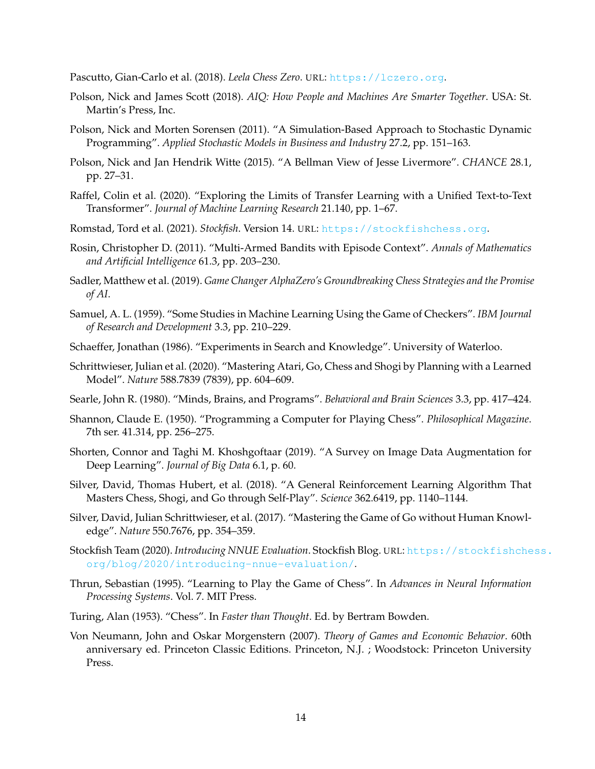Pascutto, Gian-Carlo et al. (2018). *Leela Chess Zero*. URL: https://lczero.org.

Polson, Nick and James Scott (2018). *AIQ: How People and Machines Are Smarter Together*. USA: St. Martin's Press, Inc.

Polson, Nick and Morten Sorensen (2011). "A Simulation-Based Approach to Stochastic Dynamic Programming". *Applied Stochastic Models in Business and Industry* 27.2, pp. 151–163.

Polson, Nick and Jan Hendrik Witte (2015). "A Bellman View of Jesse Livermore". *CHANCE* 28.1, pp. 27–31.

Raffel, Colin et al. (2020). "Exploring the Limits of Transfer Learning with a Unified Text-to-Text Transformer". *Journal of Machine Learning Research* 21.140, pp. 1–67.

Romstad, Tord et al. (2021). *Stockfish*. Version 14. URL: https://stockfishchess.org.

Rosin, Christopher D. (2011). "Multi-Armed Bandits with Episode Context". *Annals of Mathematics and Artificial Intelligence* 61.3, pp. 203–230.

Sadler, Matthew et al. (2019). *Game Changer AlphaZero's Groundbreaking Chess Strategies and the Promise of AI*.

Samuel, A. L. (1959). "Some Studies in Machine Learning Using the Game of Checkers". *IBM Journal of Research and Development* 3.3, pp. 210–229.

Schaeffer, Jonathan (1986). "Experiments in Search and Knowledge". University of Waterloo.

Schrittwieser, Julian et al. (2020). "Mastering Atari, Go, Chess and Shogi by Planning with a Learned Model". *Nature* 588.7839 (7839), pp. 604–609.

Searle, John R. (1980). "Minds, Brains, and Programs". *Behavioral and Brain Sciences* 3.3, pp. 417–424.

Shannon, Claude E. (1950). "Programming a Computer for Playing Chess". *Philosophical Magazine*. 7th ser. 41.314, pp. 256–275.

Shorten, Connor and Taghi M. Khoshgoftaar (2019). "A Survey on Image Data Augmentation for Deep Learning". *Journal of Big Data* 6.1, p. 60.

Silver, David, Thomas Hubert, et al. (2018). "A General Reinforcement Learning Algorithm That Masters Chess, Shogi, and Go through Self-Play". *Science* 362.6419, pp. 1140–1144.

Silver, David, Julian Schrittwieser, et al. (2017). "Mastering the Game of Go without Human Knowledge". *Nature* 550.7676, pp. 354–359.

Stockfish Team (2020). *Introducing NNUE Evaluation*. Stockfish Blog. URL: https://stockfishchess.org/blog/2020/introducing-nnue-evaluation/.

Thrun, Sebastian (1995). "Learning to Play the Game of Chess". In *Advances in Neural Information Processing Systems*. Vol. 7. MIT Press.

Turing, Alan (1953). "Chess". In *Faster than Thought*. Ed. by Bertram Bowden.

Von Neumann, John and Oskar Morgenstern (2007). *Theory of Games and Economic Behavior*. 60th anniversary ed. Princeton Classic Editions. Princeton, N.J. ; Woodstock: Princeton University Press.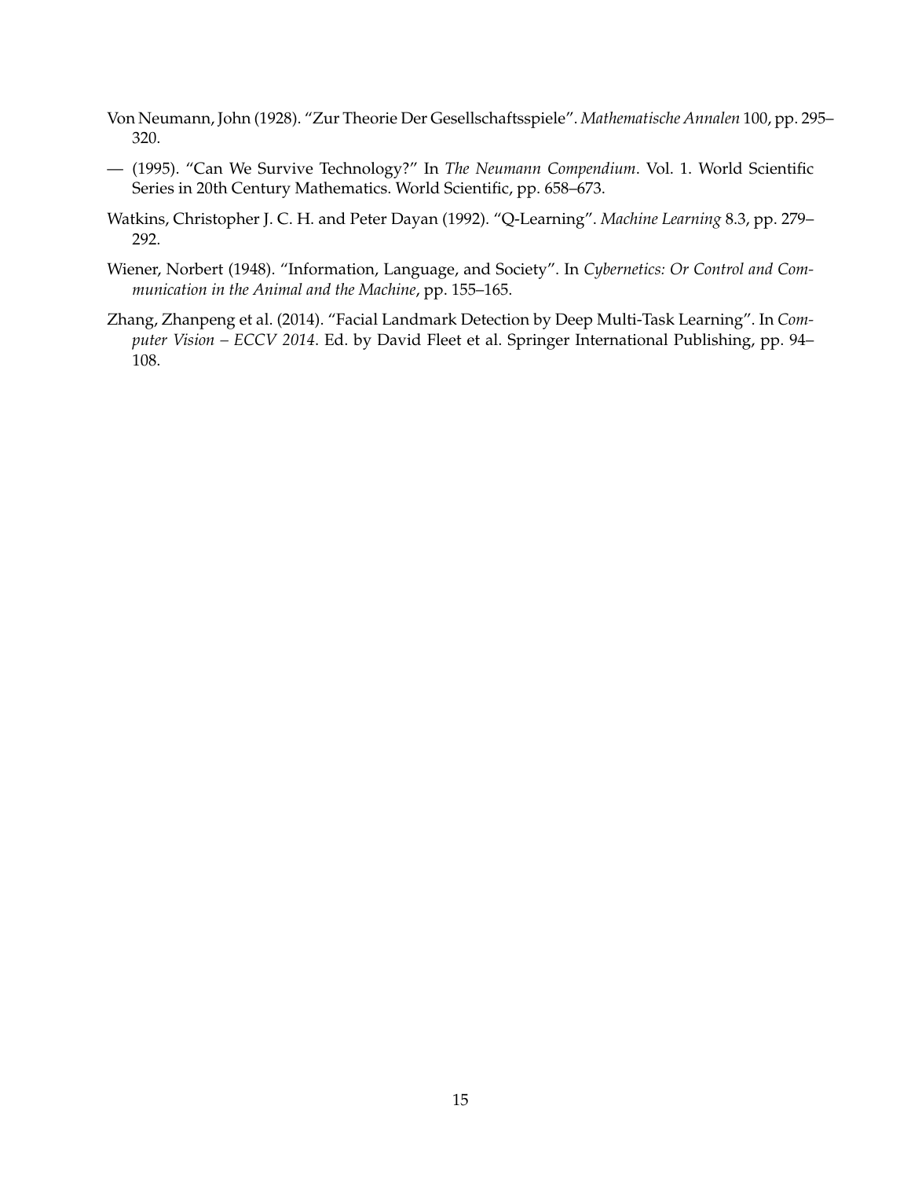Von Neumann, John (1928). "Zur Theorie Der Gesellschaftsspiele". *Mathematische Annalen* 100, pp. 295–320.

— (1995). "Can We Survive Technology?" In *The Neumann Compendium*. Vol. 1. World Scientific Series in 20th Century Mathematics. World Scientific, pp. 658–673.

Watkins, Christopher J. C. H. and Peter Dayan (1992). "Q-Learning". *Machine Learning* 8.3, pp. 279–292.

Wiener, Norbert (1948). "Information, Language, and Society". In *Cybernetics: Or Control and Communication in the Animal and the Machine*, pp. 155–165.

Zhang, Zhanpeng et al. (2014). "Facial Landmark Detection by Deep Multi-Task Learning". In *Computer Vision – ECCV 2014*. Ed. by David Fleet et al. Springer International Publishing, pp. 94–108.